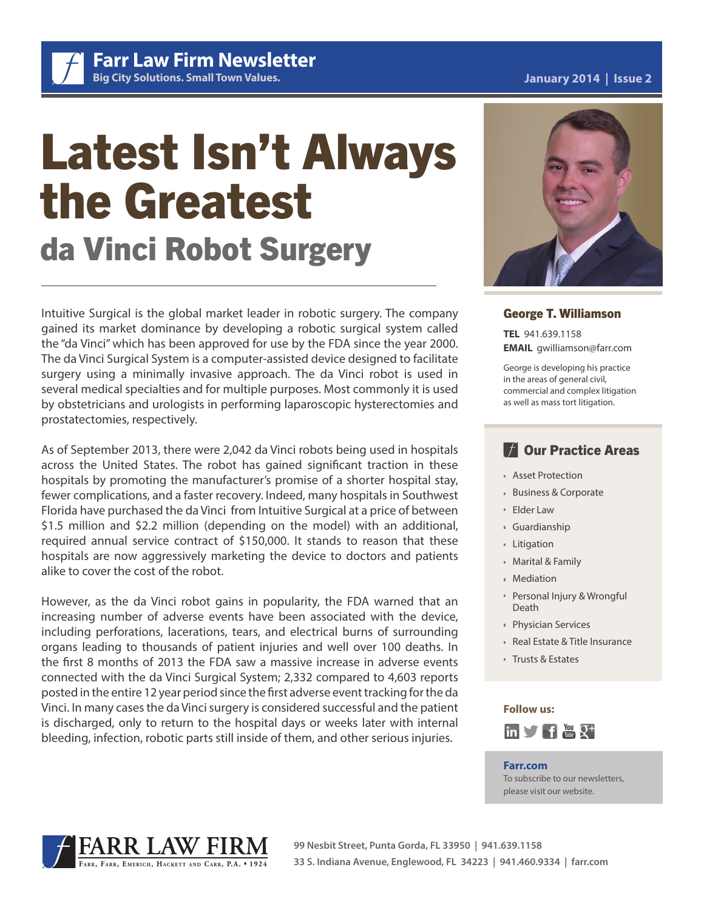# Farr Law Firm Newsletter

**Big City Solutions. Small Town Values.**

January 2014 | Issue 2

# Latest Isn't Always the Greatest

## da Vinci Robot Surgery

Intuitive Surgical is the global market leader in robotic surgery. The company gained its market dominance by developing a robotic surgical system called the "da Vinci" which has been approved for use by the FDA since the year 2000. The da Vinci Surgical System is a computer-assisted device designed to facilitate surgery using a minimally invasive approach. The da Vinci robot is used in several medical specialties and for multiple purposes. Most commonly it is used by obstetricians and urologists in performing laparoscopic hysterectomies and prostatectomies, respectively.

As of September 2013, there were 2,042 da Vinci robots being used in hospitals across the United States. The robot has gained significant traction in these hospitals by promoting the manufacturer's promise of a shorter hospital stay, fewer complications, and a faster recovery. Indeed, many hospitals in Southwest Florida have purchased the da Vinci from Intuitive Surgical at a price of between \$1.5 million and \$2.2 million (depending on the model) with an additional, required annual service contract of \$150,000. It stands to reason that these hospitals are now aggressively marketing the device to doctors and patients alike to cover the cost of the robot.

However, as the da Vinci robot gains in popularity, the FDA warned that an increasing number of adverse events have been associated with the device, including perforations, lacerations, tears, and electrical burns of surrounding organs leading to thousands of patient injuries and well over 100 deaths. In the first 8 months of 2013 the FDA saw a massive increase in adverse events connected with the da Vinci Surgical System; 2,332 compared to 4,603 reports posted in the entire 12 year period since the first adverse event tracking for the da Vinci. In many cases the da Vinci surgery is considered successful and the patient is discharged, only to return to the hospital days or weeks later with internal bleeding, infection, robotic parts still inside of them, and other serious injuries.

### George T. Williamson

**TEL** 941.639.1158
**EMAIL** gwilliamson@farr.com

George is developing his practice in the areas of general civil, commercial and complex litigation as well as mass tort litigation.

### Our Practice Areas

- Asset Protection
- Business & Corporate
- Elder Law
- Guardianship
- Litigation
- Marital & Family
- Mediation
- Personal Injury & Wrongful Death
- Physician Services
- Real Estate & Title Insurance
- Trusts & Estates

**Follow us:**

**Farr.com**
To subscribe to our newsletters, please visit our website.

FARR LAW FIRM
Farr, Farr, Emerich, Hackett and Carr, P.A. • 1924

99 Nesbit Street, Punta Gorda, FL 33950 | 941.639.1158
33 S. Indiana Avenue, Englewood, FL 34223 | 941.460.9334 | farr.com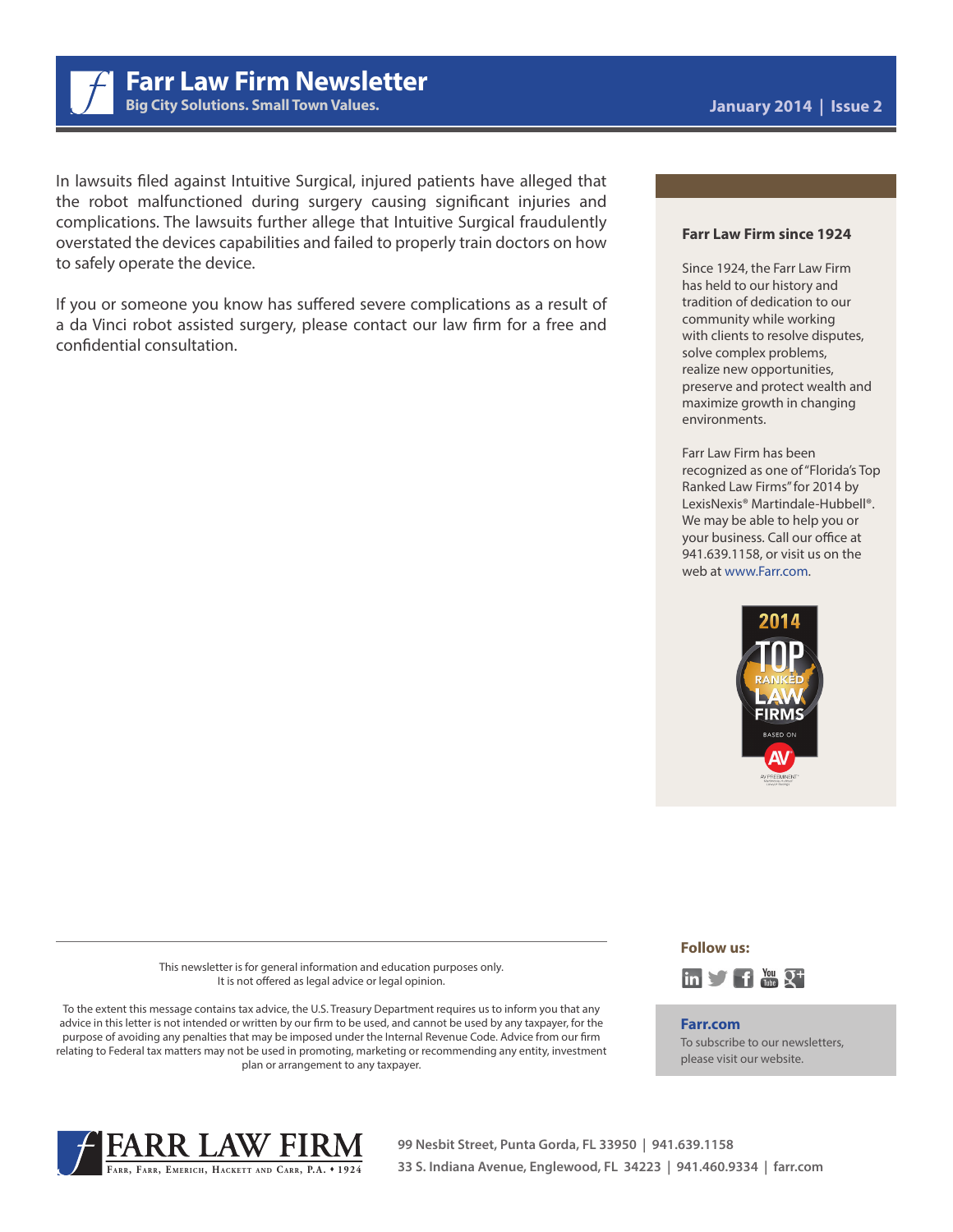In lawsuits filed against Intuitive Surgical, injured patients have alleged that the robot malfunctioned during surgery causing significant injuries and complications. The lawsuits further allege that Intuitive Surgical fraudulently overstated the devices capabilities and failed to properly train doctors on how to safely operate the device.

If you or someone you know has suffered severe complications as a result of a da Vinci robot assisted surgery, please contact our law firm for a free and confidential consultation.

### Farr Law Firm since 1924

Since 1924, the Farr Law Firm has held to our history and tradition of dedication to our community while working with clients to resolve disputes, solve complex problems, realize new opportunities, preserve and protect wealth and maximize growth in changing environments.

Farr Law Firm has been recognized as one of "Florida's Top Ranked Law Firms" for 2014 by LexisNexis® Martindale-Hubbell®. We may be able to help you or your business. Call our office at 941.639.1158, or visit us on the web at www.Farr.com.

This newsletter is for general information and education purposes only. It is not offered as legal advice or legal opinion.

To the extent this message contains tax advice, the U.S. Treasury Department requires us to inform you that any advice in this letter is not intended or written by our firm to be used, and cannot be used by any taxpayer, for the purpose of avoiding any penalties that may be imposed under the Internal Revenue Code. Advice from our firm relating to Federal tax matters may not be used in promoting, marketing or recommending any entity, investment plan or arrangement to any taxpayer.

**Follow us:**

**Farr.com**
To subscribe to our newsletters, please visit our website.

FARR LAW FIRM
Farr, Farr, Emerich, Hackett and Carr, P.A. • 1924

99 Nesbit Street, Punta Gorda, FL 33950 | 941.639.1158
33 S. Indiana Avenue, Englewood, FL 34223 | 941.460.9334 | farr.com